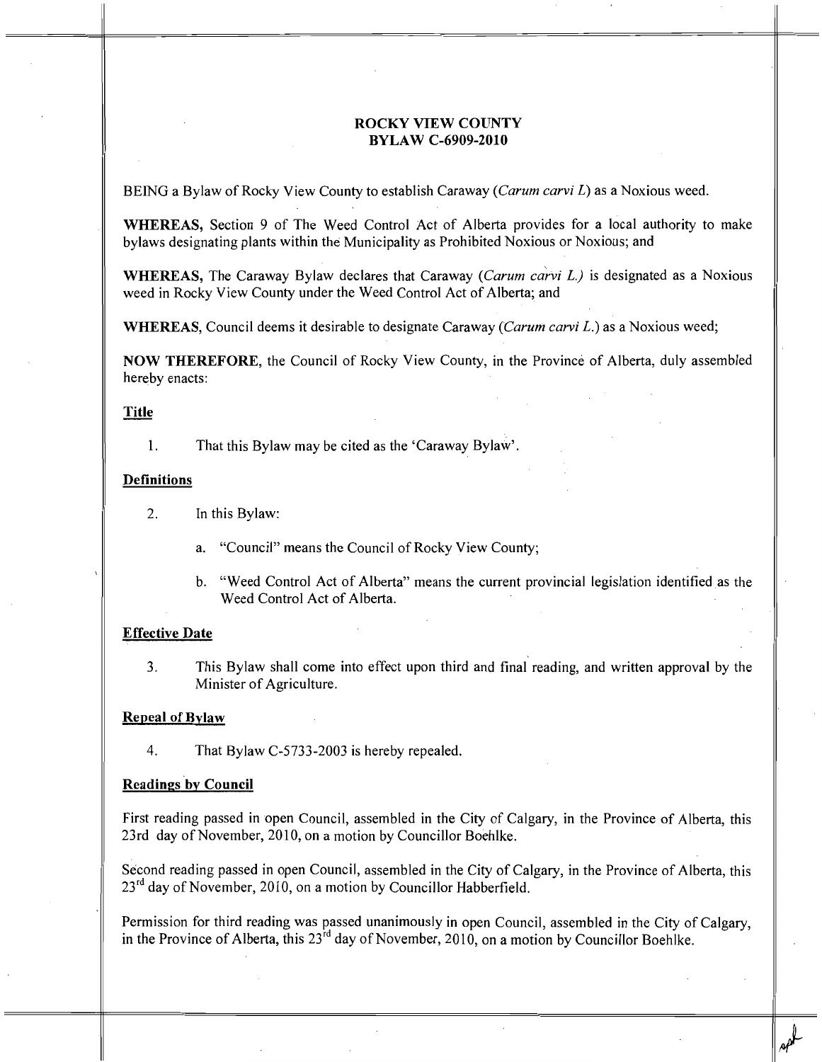# ROCKY VIEW COUNTY
# BYLAW C-6909-2010

BEING a Bylaw of Rocky View County to establish Caraway (*Carum carvi L*) as a Noxious weed.

**WHEREAS,** Section 9 of The Weed Control Act of Alberta provides for a local authority to make bylaws designating plants within the Municipality as Prohibited Noxious or Noxious; and

**WHEREAS,** The Caraway Bylaw declares that Caraway (*Carum carvi L.)* is designated as a Noxious weed in Rocky View County under the Weed Control Act of Alberta; and

**WHEREAS,** Council deems it desirable to designate Caraway (*Carum carvi L.*) as a Noxious weed;

**NOW THEREFORE,** the Council of Rocky View County, in the Province of Alberta, duly assembled hereby enacts:

## Title

1. That this Bylaw may be cited as the 'Caraway Bylaw'.

## Definitions

2. In this Bylaw:

   a. "Council" means the Council of Rocky View County;

   b. "Weed Control Act of Alberta" means the current provincial legislation identified as the Weed Control Act of Alberta.

## Effective Date

3. This Bylaw shall come into effect upon third and final reading, and written approval by the Minister of Agriculture.

## Repeal of Bylaw

4. That Bylaw C-5733-2003 is hereby repealed.

## Readings by Council

First reading passed in open Council, assembled in the City of Calgary, in the Province of Alberta, this 23rd day of November, 2010, on a motion by Councillor Boehlke.

Second reading passed in open Council, assembled in the City of Calgary, in the Province of Alberta, this 23rd day of November, 2010, on a motion by Councillor Habberfield.

Permission for third reading was passed unanimously in open Council, assembled in the City of Calgary, in the Province of Alberta, this 23rd day of November, 2010, on a motion by Councillor Boehlke.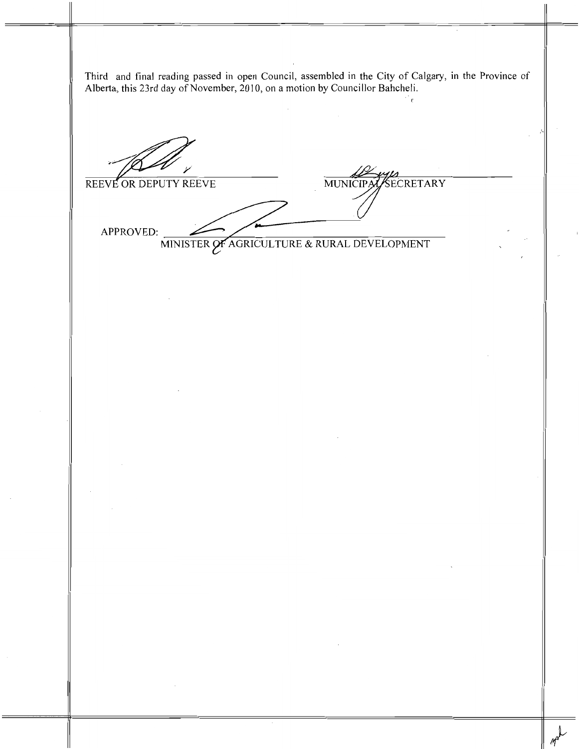Third and final reading passed in open Council, assembled in the City of Calgary, in the Province of Alberta, this 23rd day of November, 2010, on a motion by Councillor Bahcheli.

REEVE OR DEPUTY REEVE

MUNICIPAL SECRETARY

APPROVED:

MINISTER OF AGRICULTURE & RURAL DEVELOPMENT